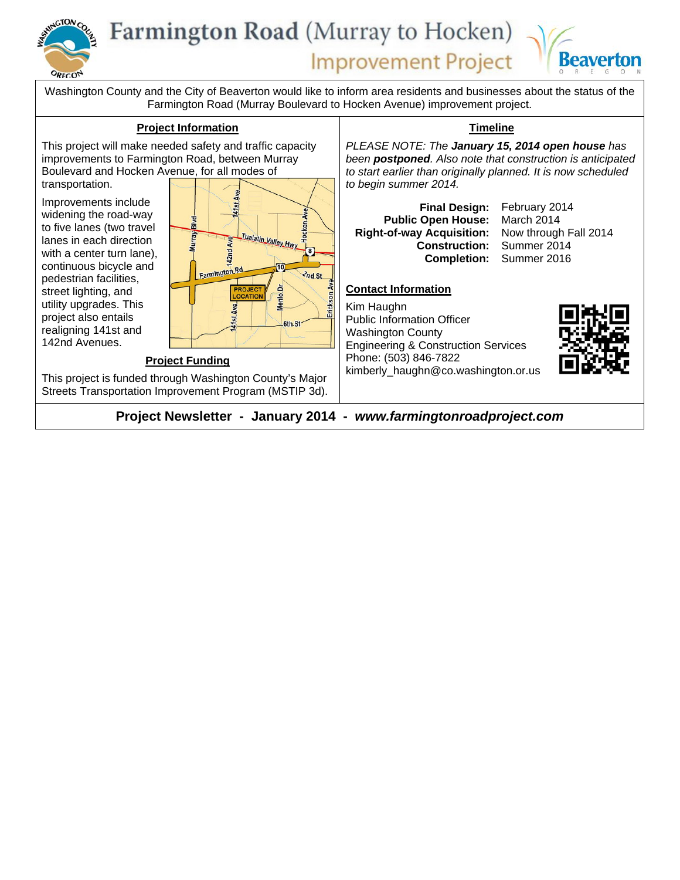# Farmington Road (Murray to Hocken) Improvement Project

Washington County and the City of Beaverton would like to inform area residents and businesses about the status of the Farmington Road (Murray Boulevard to Hocken Avenue) improvement project.

## Project Information

This project will make needed safety and traffic capacity improvements to Farmington Road, between Murray Boulevard and Hocken Avenue, for all modes of transportation.

Improvements include widening the road-way to five lanes (two travel lanes in each direction with a center turn lane), continuous bicycle and pedestrian facilities, street lighting, and utility upgrades. This project also entails realigning 141st and 142nd Avenues.

141st Ave
Hocken Ave
Murray Blvd
Tualatin Valley Hwy
142nd Ave
8
Farmington Rd
10
2nd St
PROJECT LOCATION
Menlo Dr
Erickson Ave
141st Ave
6th St

## Project Funding

This project is funded through Washington County's Major Streets Transportation Improvement Program (MSTIP 3d).

## Timeline

*PLEASE NOTE: The **January 15, 2014 open house** has been **postponed**. Also note that construction is anticipated to start earlier than originally planned. It is now scheduled to begin summer 2014.*

| | |
|---|---|
| **Final Design:** | February 2014 |
| **Public Open House:** | March 2014 |
| **Right-of-way Acquisition:** | Now through Fall 2014 |
| **Construction:** | Summer 2014 |
| **Completion:** | Summer 2016 |

## Contact Information

Kim Haughn
Public Information Officer
Washington County
Engineering & Construction Services
Phone: (503) 846-7822
kimberly_haughn@co.washington.or.us

**Project Newsletter - January 2014 - *www.farmingtonroadproject.com***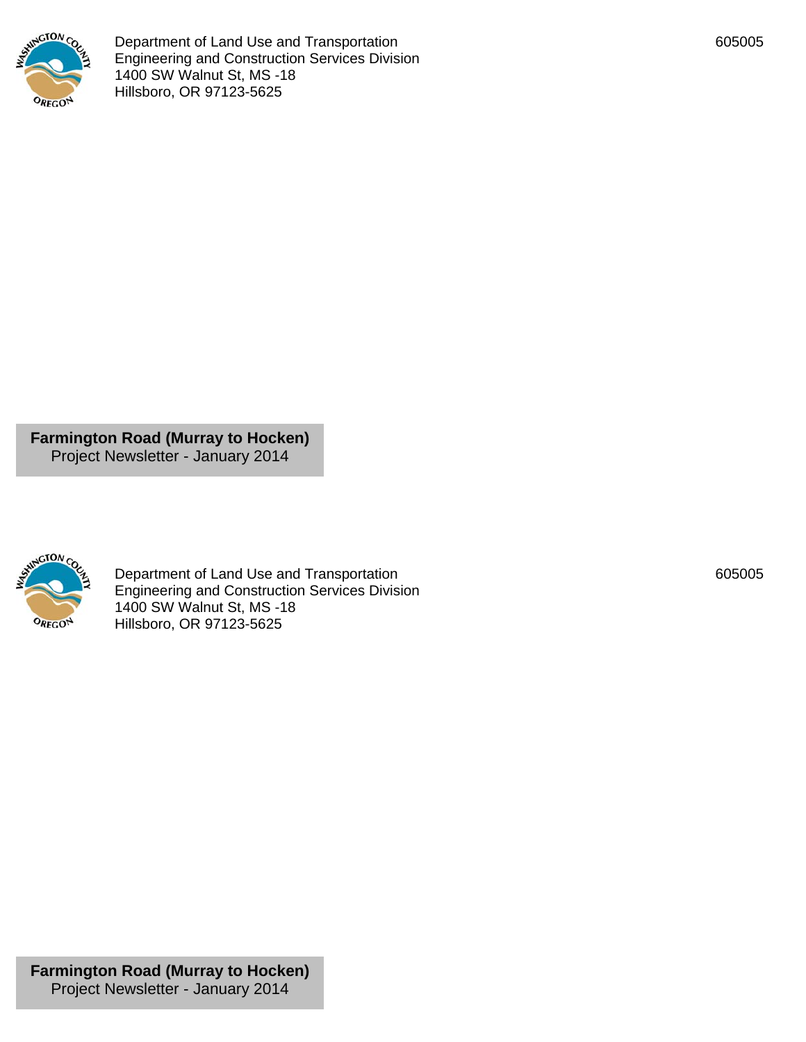Department of Land Use and Transportation
Engineering and Construction Services Division
1400 SW Walnut St, MS -18
Hillsboro, OR 97123-5625

605005

**Farmington Road (Murray to Hocken)**
Project Newsletter - January 2014

Department of Land Use and Transportation
Engineering and Construction Services Division
1400 SW Walnut St, MS -18
Hillsboro, OR 97123-5625

605005

**Farmington Road (Murray to Hocken)**
Project Newsletter - January 2014